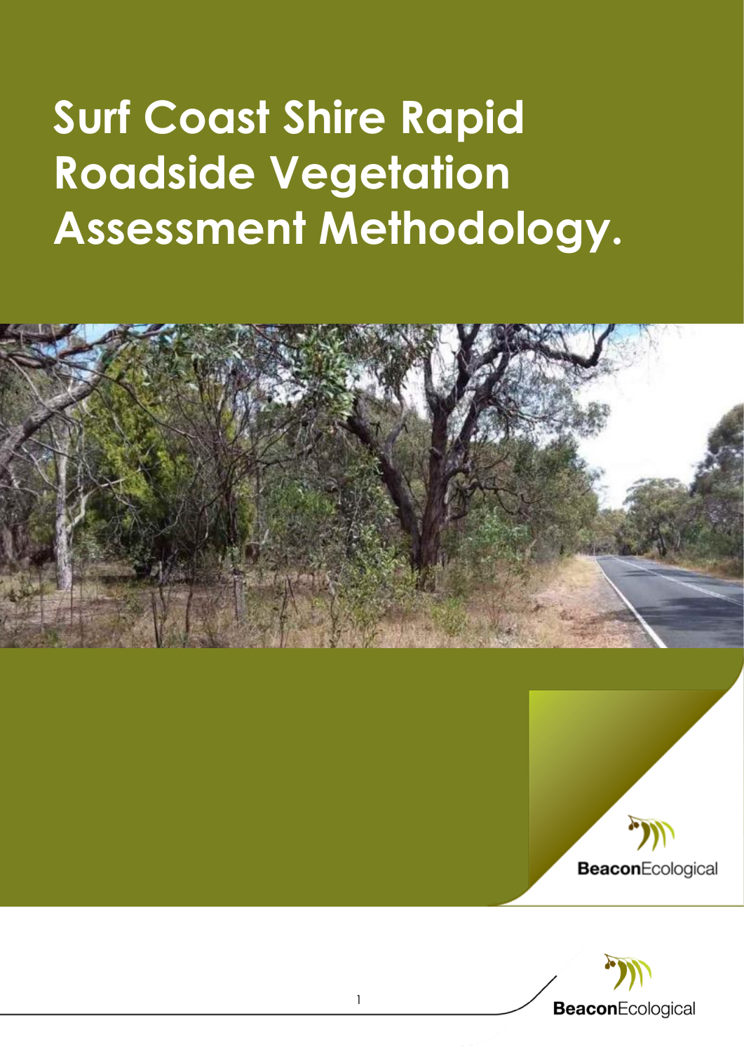# Surf Coast Shire Rapid Roadside Vegetation Assessment Methodology.

**Beacon**Ecological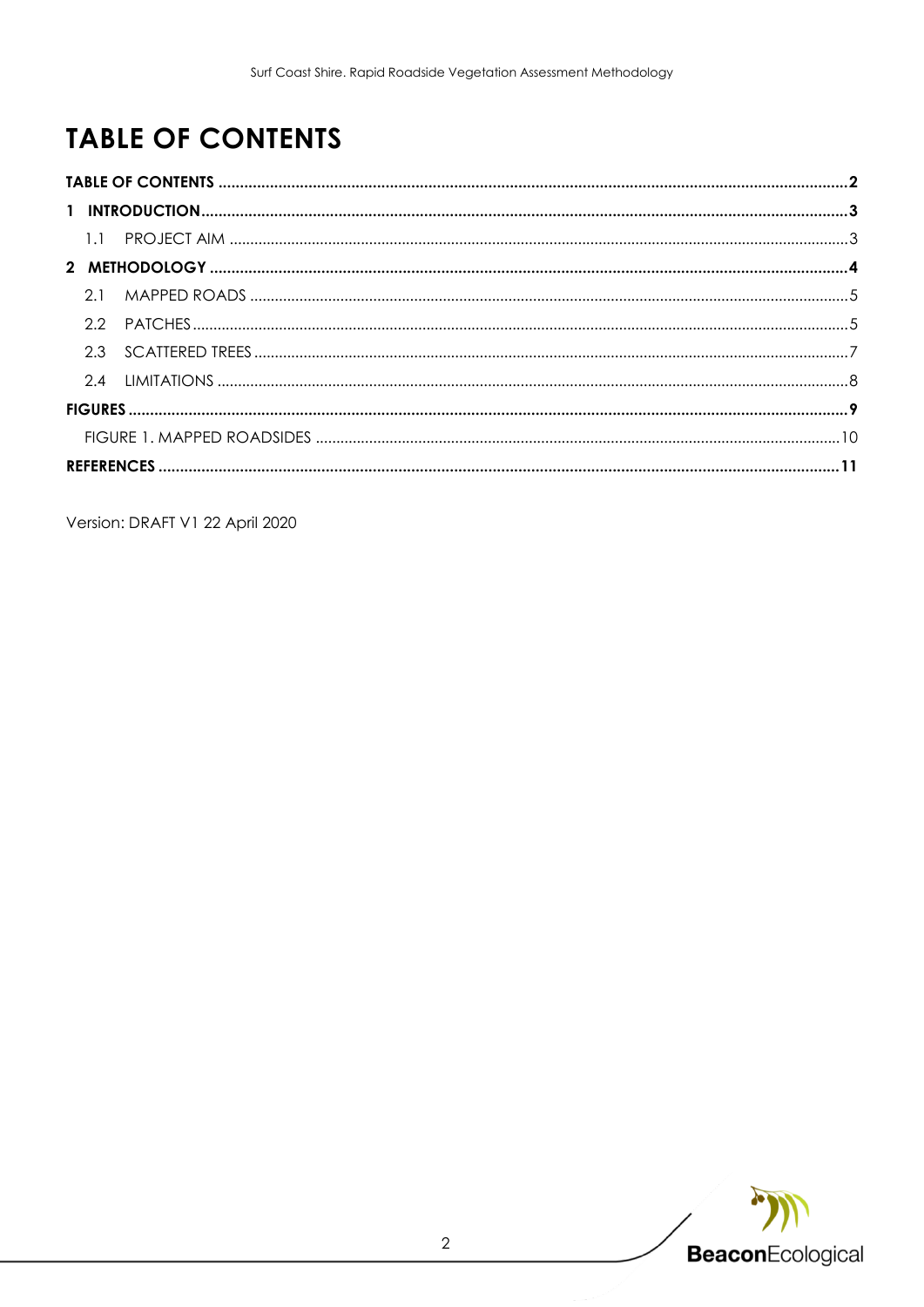# TABLE OF CONTENTS

**TABLE OF CONTENTS** .......... **2**

**1 INTRODUCTION** .......... **3**

1.1 PROJECT AIM .......... 3

**2 METHODOLOGY** .......... **4**

2.1 MAPPED ROADS .......... 5

2.2 PATCHES .......... 5

2.3 SCATTERED TREES .......... 7

2.4 LIMITATIONS .......... 8

**FIGURES** .......... **9**

FIGURE 1. MAPPED ROADSIDES .......... 10

**REFERENCES** .......... **11**

Version: DRAFT V1 22 April 2020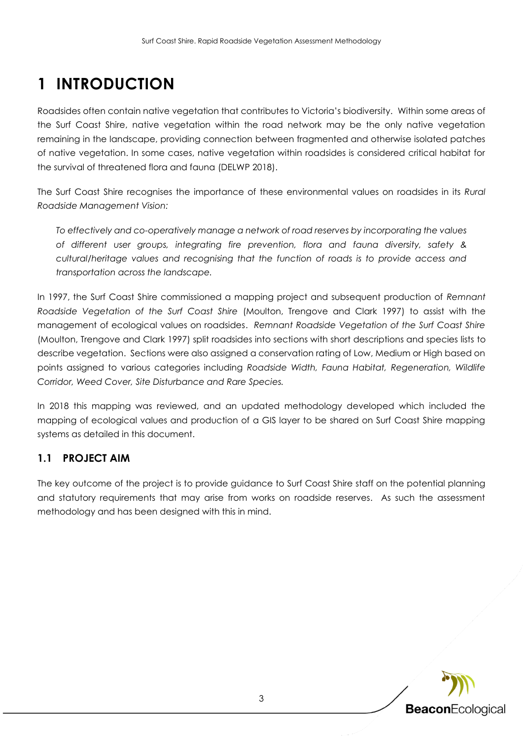# 1 INTRODUCTION

Roadsides often contain native vegetation that contributes to Victoria's biodiversity. Within some areas of the Surf Coast Shire, native vegetation within the road network may be the only native vegetation remaining in the landscape, providing connection between fragmented and otherwise isolated patches of native vegetation. In some cases, native vegetation within roadsides is considered critical habitat for the survival of threatened flora and fauna (DELWP 2018).

The Surf Coast Shire recognises the importance of these environmental values on roadsides in its *Rural Roadside Management Vision:*

> *To effectively and co-operatively manage a network of road reserves by incorporating the values of different user groups, integrating fire prevention, flora and fauna diversity, safety & cultural/heritage values and recognising that the function of roads is to provide access and transportation across the landscape.*

In 1997, the Surf Coast Shire commissioned a mapping project and subsequent production of *Remnant Roadside Vegetation of the Surf Coast Shire* (Moulton, Trengove and Clark 1997) to assist with the management of ecological values on roadsides. *Remnant Roadside Vegetation of the Surf Coast Shire* (Moulton, Trengove and Clark 1997) split roadsides into sections with short descriptions and species lists to describe vegetation. Sections were also assigned a conservation rating of Low, Medium or High based on points assigned to various categories including *Roadside Width, Fauna Habitat, Regeneration, Wildlife Corridor, Weed Cover, Site Disturbance and Rare Species.*

In 2018 this mapping was reviewed, and an updated methodology developed which included the mapping of ecological values and production of a GIS layer to be shared on Surf Coast Shire mapping systems as detailed in this document.

## 1.1 PROJECT AIM

The key outcome of the project is to provide guidance to Surf Coast Shire staff on the potential planning and statutory requirements that may arise from works on roadside reserves. As such the assessment methodology and has been designed with this in mind.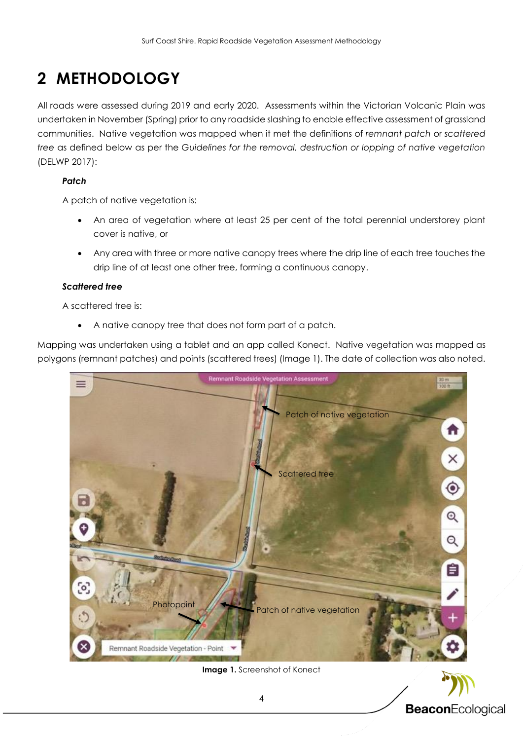# 2 METHODOLOGY

All roads were assessed during 2019 and early 2020. Assessments within the Victorian Volcanic Plain was undertaken in November (Spring) prior to any roadside slashing to enable effective assessment of grassland communities. Native vegetation was mapped when it met the definitions of *remnant patch* or *scattered tree* as defined below as per the *Guidelines for the removal, destruction or lopping of native vegetation* (DELWP 2017):

***Patch***

A patch of native vegetation is:

- An area of vegetation where at least 25 per cent of the total perennial understorey plant cover is native, or
- Any area with three or more native canopy trees where the drip line of each tree touches the drip line of at least one other tree, forming a continuous canopy.

***Scattered tree***

A scattered tree is:

- A native canopy tree that does not form part of a patch.

Mapping was undertaken using a tablet and an app called Konect. Native vegetation was mapped as polygons (remnant patches) and points (scattered trees) (Image 1). The date of collection was also noted.

**Image 1.** Screenshot of Konect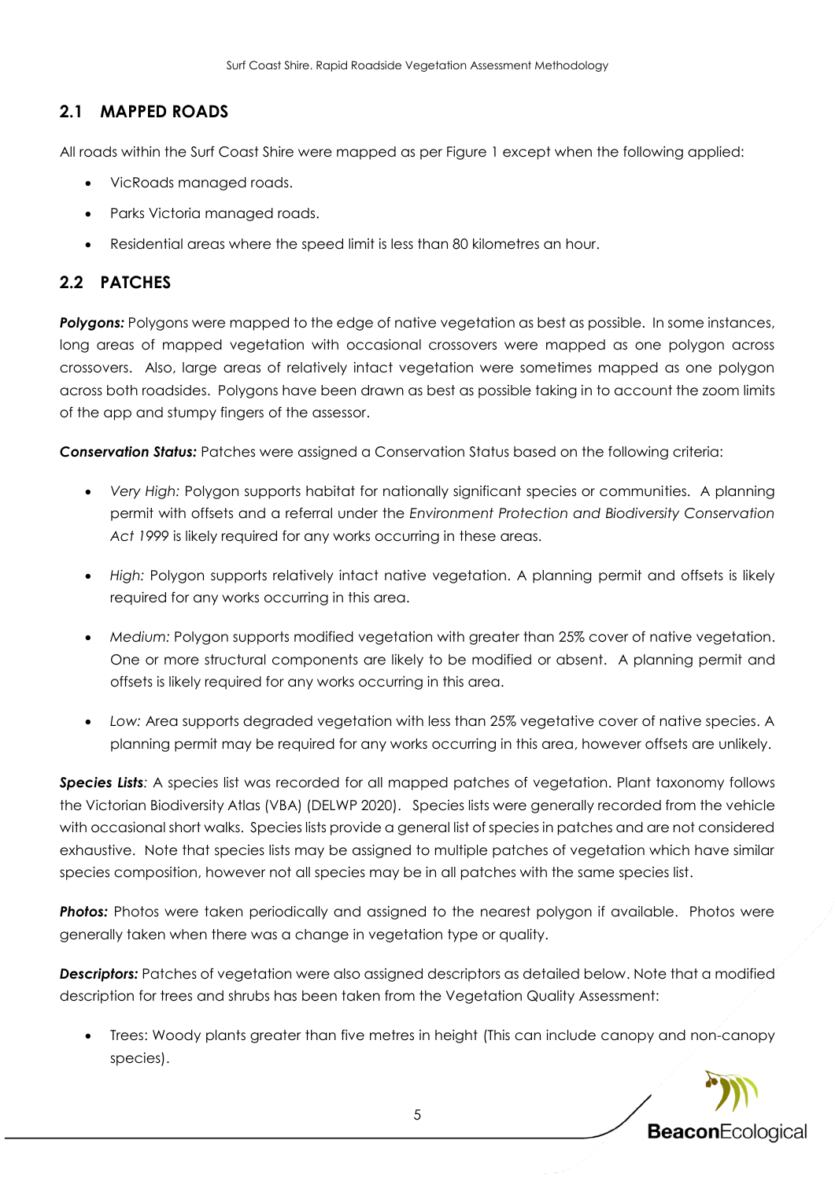## 2.1 MAPPED ROADS

All roads within the Surf Coast Shire were mapped as per Figure 1 except when the following applied:

- VicRoads managed roads.
- Parks Victoria managed roads.
- Residential areas where the speed limit is less than 80 kilometres an hour.

## 2.2 PATCHES

***Polygons:*** Polygons were mapped to the edge of native vegetation as best as possible. In some instances, long areas of mapped vegetation with occasional crossovers were mapped as one polygon across crossovers. Also, large areas of relatively intact vegetation were sometimes mapped as one polygon across both roadsides. Polygons have been drawn as best as possible taking in to account the zoom limits of the app and stumpy fingers of the assessor.

***Conservation Status:*** Patches were assigned a Conservation Status based on the following criteria:

- *Very High:* Polygon supports habitat for nationally significant species or communities. A planning permit with offsets and a referral under the *Environment Protection and Biodiversity Conservation Act 1999* is likely required for any works occurring in these areas.
- *High:* Polygon supports relatively intact native vegetation. A planning permit and offsets is likely required for any works occurring in this area.
- *Medium:* Polygon supports modified vegetation with greater than 25% cover of native vegetation. One or more structural components are likely to be modified or absent. A planning permit and offsets is likely required for any works occurring in this area.
- *Low:* Area supports degraded vegetation with less than 25% vegetative cover of native species. A planning permit may be required for any works occurring in this area, however offsets are unlikely.

***Species Lists****:* A species list was recorded for all mapped patches of vegetation. Plant taxonomy follows the Victorian Biodiversity Atlas (VBA) (DELWP 2020). Species lists were generally recorded from the vehicle with occasional short walks. Species lists provide a general list of species in patches and are not considered exhaustive. Note that species lists may be assigned to multiple patches of vegetation which have similar species composition, however not all species may be in all patches with the same species list.

***Photos:*** Photos were taken periodically and assigned to the nearest polygon if available. Photos were generally taken when there was a change in vegetation type or quality.

***Descriptors:*** Patches of vegetation were also assigned descriptors as detailed below. Note that a modified description for trees and shrubs has been taken from the Vegetation Quality Assessment:

- Trees: Woody plants greater than five metres in height (This can include canopy and non-canopy species).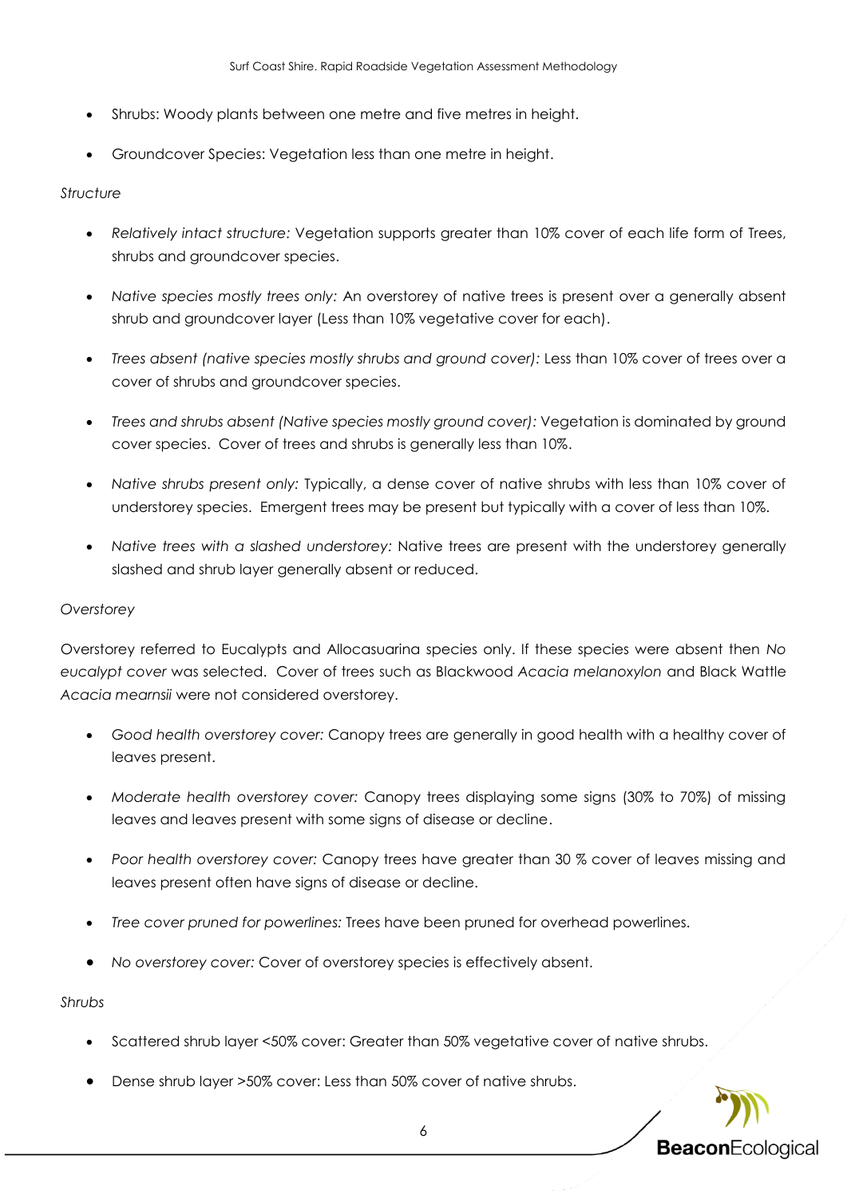- Shrubs: Woody plants between one metre and five metres in height.
- Groundcover Species: Vegetation less than one metre in height.

*Structure*

- *Relatively intact structure:* Vegetation supports greater than 10% cover of each life form of Trees, shrubs and groundcover species.
- *Native species mostly trees only:* An overstorey of native trees is present over a generally absent shrub and groundcover layer (Less than 10% vegetative cover for each).
- *Trees absent (native species mostly shrubs and ground cover):* Less than 10% cover of trees over a cover of shrubs and groundcover species.
- *Trees and shrubs absent (Native species mostly ground cover):* Vegetation is dominated by ground cover species. Cover of trees and shrubs is generally less than 10%.
- *Native shrubs present only:* Typically, a dense cover of native shrubs with less than 10% cover of understorey species. Emergent trees may be present but typically with a cover of less than 10%.
- *Native trees with a slashed understorey:* Native trees are present with the understorey generally slashed and shrub layer generally absent or reduced.

*Overstorey*

Overstorey referred to Eucalypts and Allocasuarina species only. If these species were absent then *No eucalypt cover* was selected. Cover of trees such as Blackwood *Acacia melanoxylon* and Black Wattle *Acacia mearnsii* were not considered overstorey.

- *Good health overstorey cover:* Canopy trees are generally in good health with a healthy cover of leaves present.
- *Moderate health overstorey cover:* Canopy trees displaying some signs (30% to 70%) of missing leaves and leaves present with some signs of disease or decline.
- *Poor health overstorey cover:* Canopy trees have greater than 30 % cover of leaves missing and leaves present often have signs of disease or decline.
- *Tree cover pruned for powerlines:* Trees have been pruned for overhead powerlines.
- *No overstorey cover:* Cover of overstorey species is effectively absent.

*Shrubs*

- Scattered shrub layer <50% cover: Greater than 50% vegetative cover of native shrubs.
- Dense shrub layer >50% cover: Less than 50% cover of native shrubs.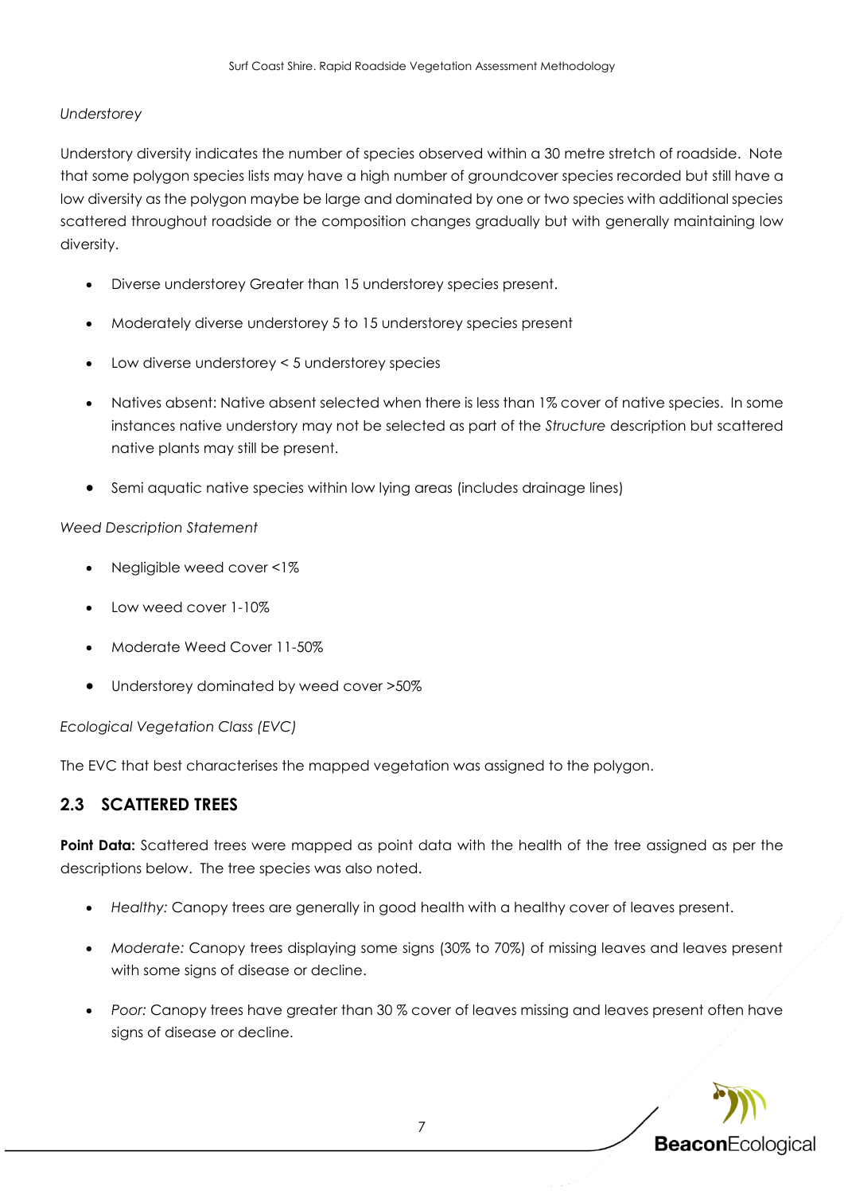*Understorey*

Understory diversity indicates the number of species observed within a 30 metre stretch of roadside. Note that some polygon species lists may have a high number of groundcover species recorded but still have a low diversity as the polygon maybe be large and dominated by one or two species with additional species scattered throughout roadside or the composition changes gradually but with generally maintaining low diversity.

- Diverse understorey Greater than 15 understorey species present.
- Moderately diverse understorey 5 to 15 understorey species present
- Low diverse understorey < 5 understorey species
- Natives absent: Native absent selected when there is less than 1% cover of native species. In some instances native understory may not be selected as part of the *Structure* description but scattered native plants may still be present.
- Semi aquatic native species within low lying areas (includes drainage lines)

*Weed Description Statement*

- Negligible weed cover <1%
- Low weed cover 1-10%
- Moderate Weed Cover 11-50%
- Understorey dominated by weed cover >50%

*Ecological Vegetation Class (EVC)*

The EVC that best characterises the mapped vegetation was assigned to the polygon.

## 2.3 SCATTERED TREES

**Point Data:** Scattered trees were mapped as point data with the health of the tree assigned as per the descriptions below. The tree species was also noted.

- *Healthy:* Canopy trees are generally in good health with a healthy cover of leaves present.
- *Moderate:* Canopy trees displaying some signs (30% to 70%) of missing leaves and leaves present with some signs of disease or decline.
- *Poor:* Canopy trees have greater than 30 % cover of leaves missing and leaves present often have signs of disease or decline.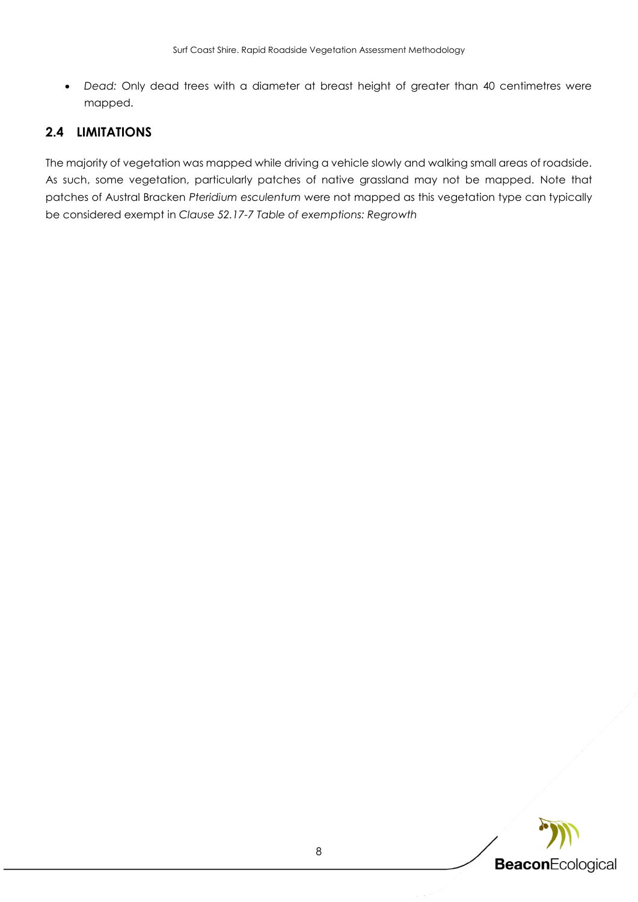- *Dead:* Only dead trees with a diameter at breast height of greater than 40 centimetres were mapped.

## 2.4 LIMITATIONS

The majority of vegetation was mapped while driving a vehicle slowly and walking small areas of roadside. As such, some vegetation, particularly patches of native grassland may not be mapped. Note that patches of Austral Bracken *Pteridium esculentum* were not mapped as this vegetation type can typically be considered exempt in *Clause 52.17-7 Table of exemptions: Regrowth*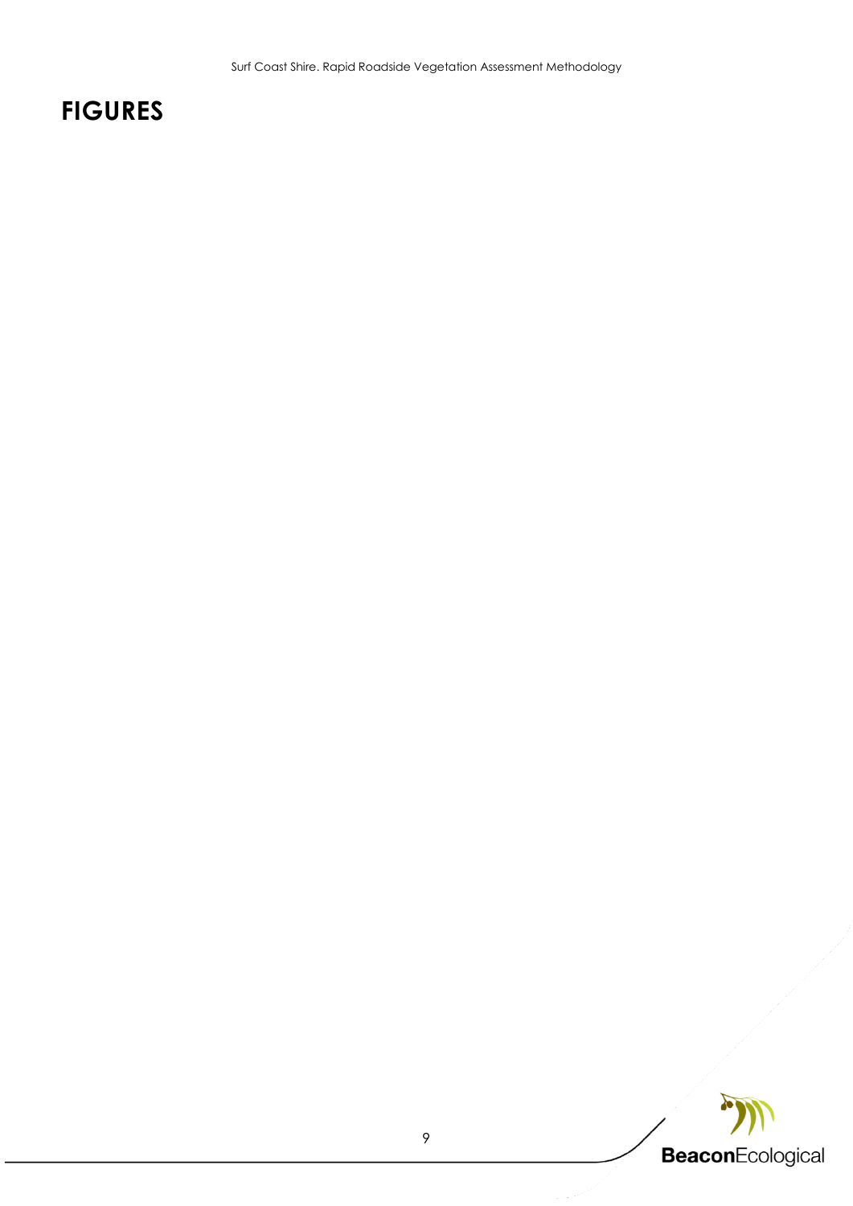# FIGURES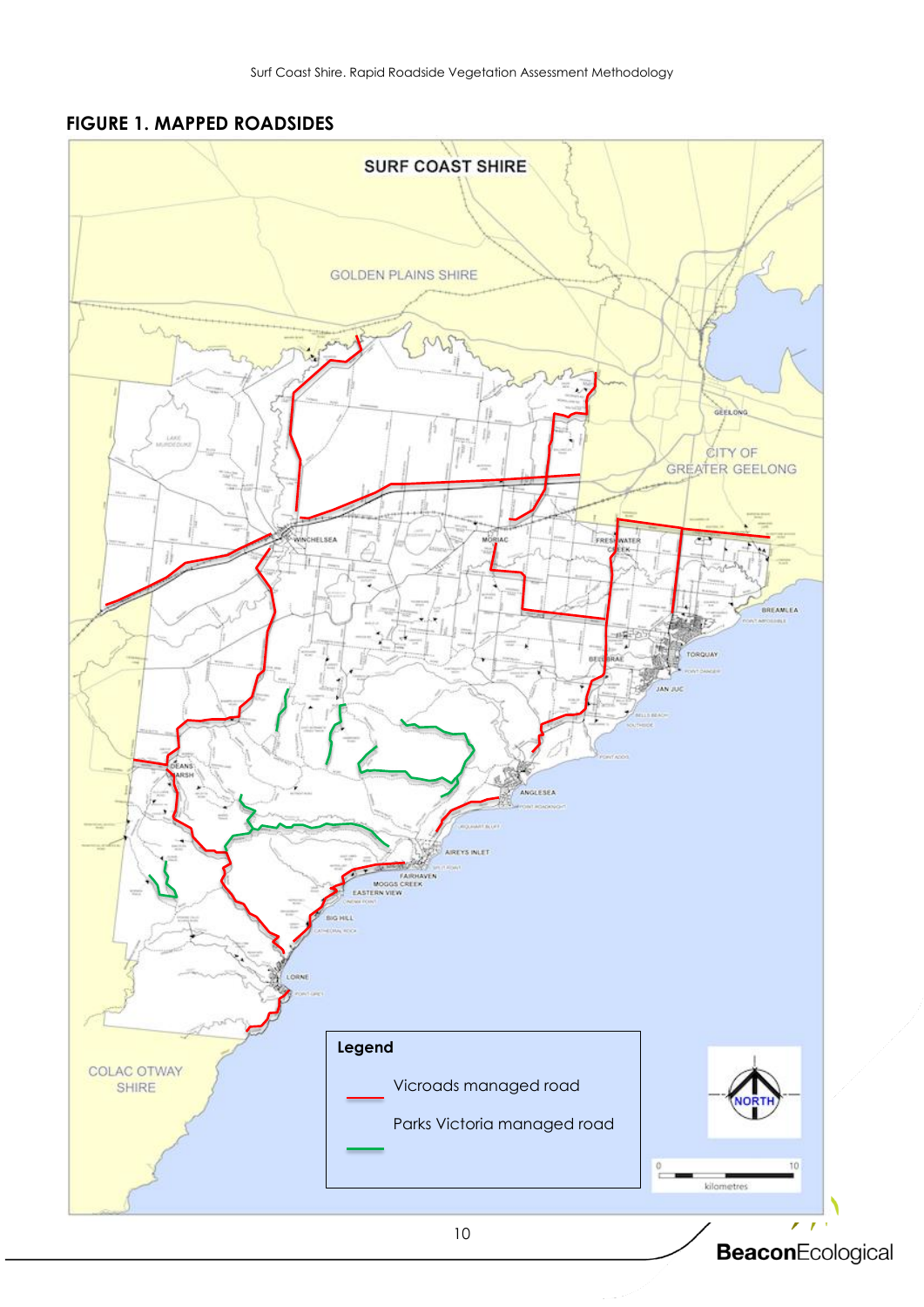## FIGURE 1. MAPPED ROADSIDES

SURF COAST SHIRE

GOLDEN PLAINS SHIRE

CITY OF GREATER GEELONG

COLAC OTWAY SHIRE

Legend

Vicroads managed road

Parks Victoria managed road

NORTH

0 10 kilometres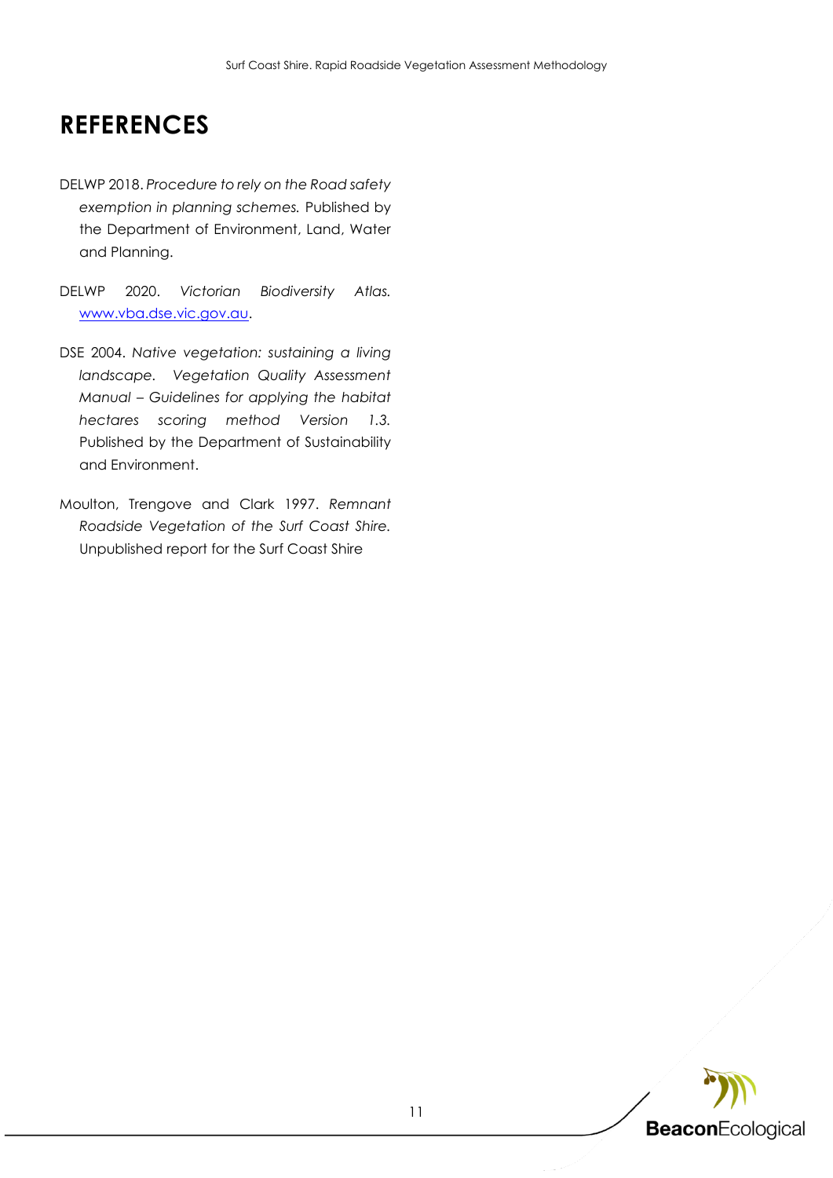# REFERENCES

DELWP 2018. *Procedure to rely on the Road safety exemption in planning schemes.* Published by the Department of Environment, Land, Water and Planning.

DELWP 2020. *Victorian Biodiversity Atlas.* www.vba.dse.vic.gov.au.

DSE 2004. *Native vegetation: sustaining a living landscape. Vegetation Quality Assessment Manual – Guidelines for applying the habitat hectares scoring method Version 1.3.* Published by the Department of Sustainability and Environment.

Moulton, Trengove and Clark 1997. *Remnant Roadside Vegetation of the Surf Coast Shire.* Unpublished report for the Surf Coast Shire